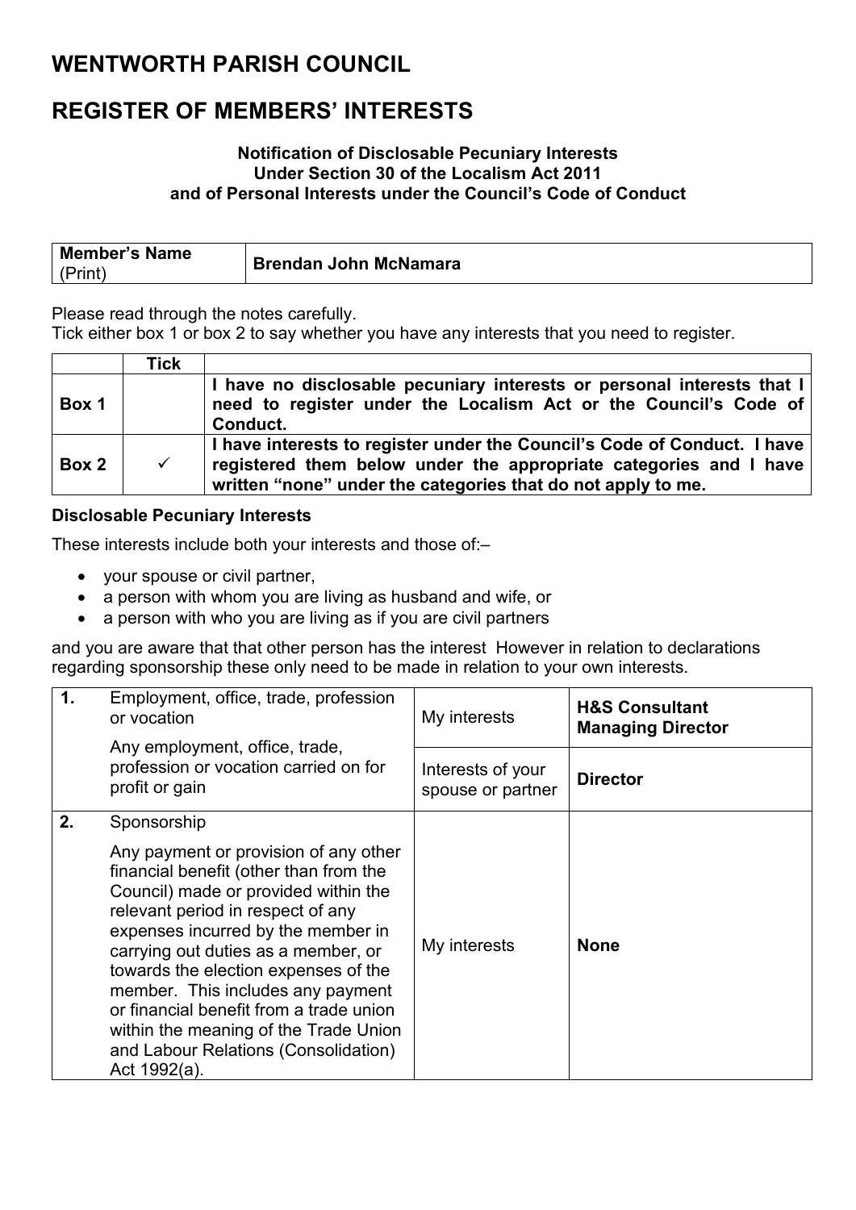# WENTWORTH PARISH COUNCIL

# REGISTER OF MEMBERS' INTERESTS

**Notification of Disclosable Pecuniary Interests**
**Under Section 30 of the Localism Act 2011**
**and of Personal Interests under the Council's Code of Conduct**

| Member's Name (Print) | **Brendan John McNamara** |
|---|---|

Please read through the notes carefully.
Tick either box 1 or box 2 to say whether you have any interests that you need to register.

| | Tick | |
|---|---|---|
| **Box 1** | | **I have no disclosable pecuniary interests or personal interests that I need to register under the Localism Act or the Council's Code of Conduct.** |
| **Box 2** | ✓ | **I have interests to register under the Council's Code of Conduct. I have registered them below under the appropriate categories and I have written "none" under the categories that do not apply to me.** |

**Disclosable Pecuniary Interests**

These interests include both your interests and those of:–

- your spouse or civil partner,
- a person with whom you are living as husband and wife, or
- a person with who you are living as if you are civil partners

and you are aware that that other person has the interest However in relation to declarations regarding sponsorship these only need to be made in relation to your own interests.

| | | | |
|---|---|---|---|
| **1.** | Employment, office, trade, profession or vocation<br><br>Any employment, office, trade, profession or vocation carried on for profit or gain | My interests | **H&S Consultant Managing Director** |
| | | Interests of your spouse or partner | **Director** |
| **2.** | Sponsorship<br><br>Any payment or provision of any other financial benefit (other than from the Council) made or provided within the relevant period in respect of any expenses incurred by the member in carrying out duties as a member, or towards the election expenses of the member. This includes any payment or financial benefit from a trade union within the meaning of the Trade Union and Labour Relations (Consolidation) Act 1992(a). | My interests | **None** |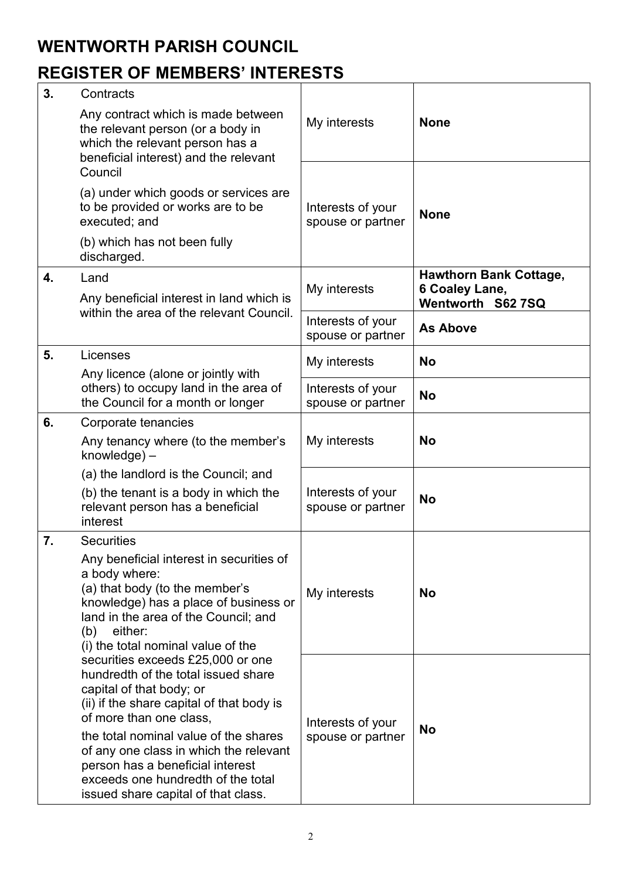# WENTWORTH PARISH COUNCIL

# REGISTER OF MEMBERS' INTERESTS

| | | | |
|---|---|---|---|
| **3.** | Contracts<br>Any contract which is made between the relevant person (or a body in which the relevant person has a beneficial interest) and the relevant Council<br>(a) under which goods or services are to be provided or works are to be executed; and<br>(b) which has not been fully discharged. | My interests | **None** |
| | | Interests of your spouse or partner | **None** |
| **4.** | Land<br>Any beneficial interest in land which is within the area of the relevant Council. | My interests | **Hawthorn Bank Cottage, 6 Coaley Lane, Wentworth S62 7SQ** |
| | | Interests of your spouse or partner | **As Above** |
| **5.** | Licenses<br>Any licence (alone or jointly with others) to occupy land in the area of the Council for a month or longer | My interests | **No** |
| | | Interests of your spouse or partner | **No** |
| **6.** | Corporate tenancies<br>Any tenancy where (to the member's knowledge) –<br>(a) the landlord is the Council; and<br>(b) the tenant is a body in which the relevant person has a beneficial interest | My interests | **No** |
| | | Interests of your spouse or partner | **No** |
| **7.** | Securities<br>Any beneficial interest in securities of a body where:<br>(a) that body (to the member's knowledge) has a place of business or land in the area of the Council; and<br>(b) either:<br>(i) the total nominal value of the securities exceeds £25,000 or one hundredth of the total issued share capital of that body; or<br>(ii) if the share capital of that body is of more than one class,<br>the total nominal value of the shares of any one class in which the relevant person has a beneficial interest exceeds one hundredth of the total issued share capital of that class. | My interests | **No** |
| | | Interests of your spouse or partner | **No** |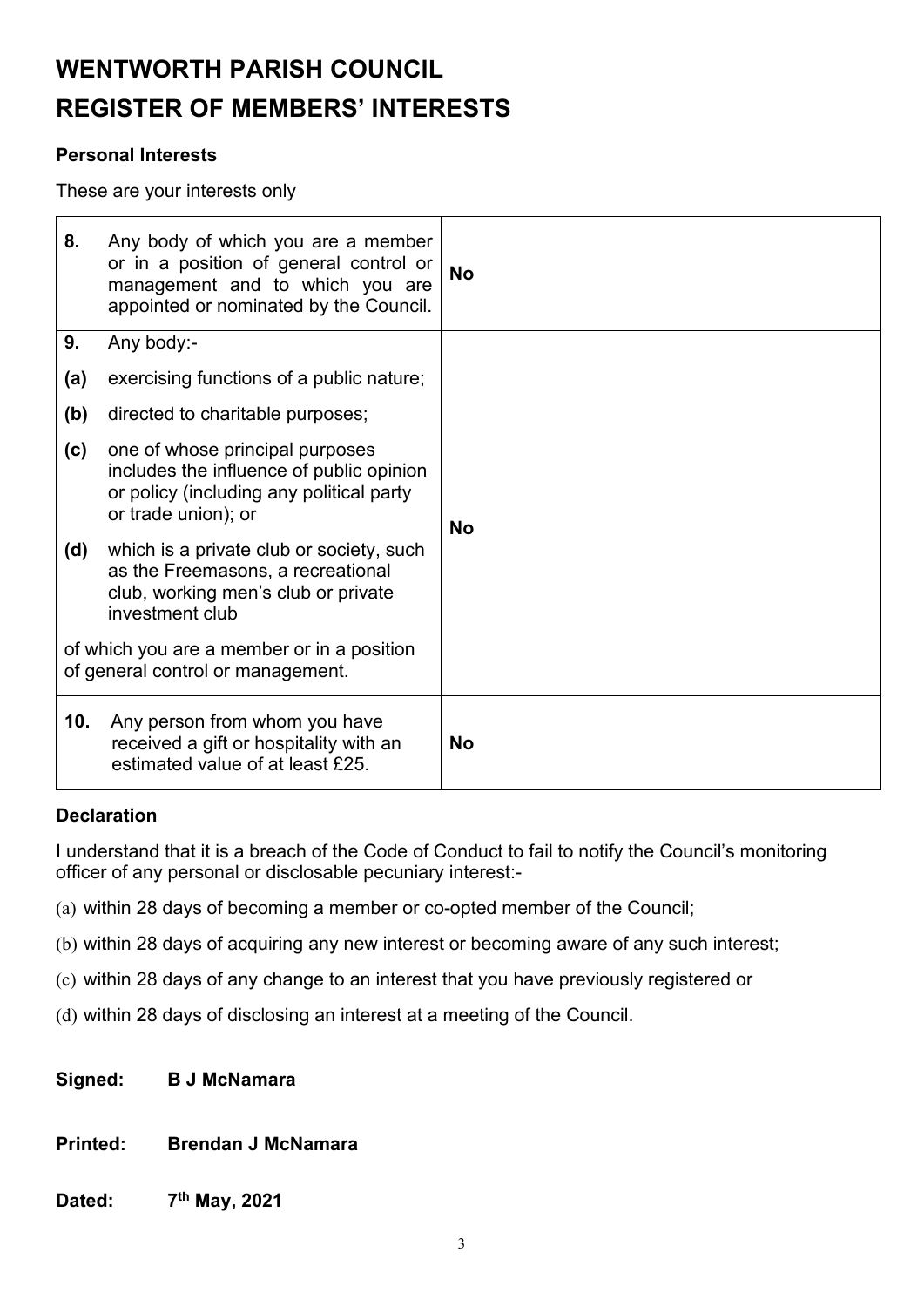# WENTWORTH PARISH COUNCIL

# REGISTER OF MEMBERS' INTERESTS

**Personal Interests**

These are your interests only

| | | |
|---|---|---|
| **8.** | Any body of which you are a member or in a position of general control or management and to which you are appointed or nominated by the Council. | **No** |
| **9.** | Any body:-<br>**(a)** exercising functions of a public nature;<br>**(b)** directed to charitable purposes;<br>**(c)** one of whose principal purposes includes the influence of public opinion or policy (including any political party or trade union); or<br>**(d)** which is a private club or society, such as the Freemasons, a recreational club, working men's club or private investment club<br>of which you are a member or in a position of general control or management. | **No** |
| **10.** | Any person from whom you have received a gift or hospitality with an estimated value of at least £25. | **No** |

**Declaration**

I understand that it is a breach of the Code of Conduct to fail to notify the Council's monitoring officer of any personal or disclosable pecuniary interest:-

(a) within 28 days of becoming a member or co-opted member of the Council;

(b) within 28 days of acquiring any new interest or becoming aware of any such interest;

(c) within 28 days of any change to an interest that you have previously registered or

(d) within 28 days of disclosing an interest at a meeting of the Council.

**Signed:** **B J McNamara**

**Printed:** **Brendan J McNamara**

**Dated:** **7th May, 2021**